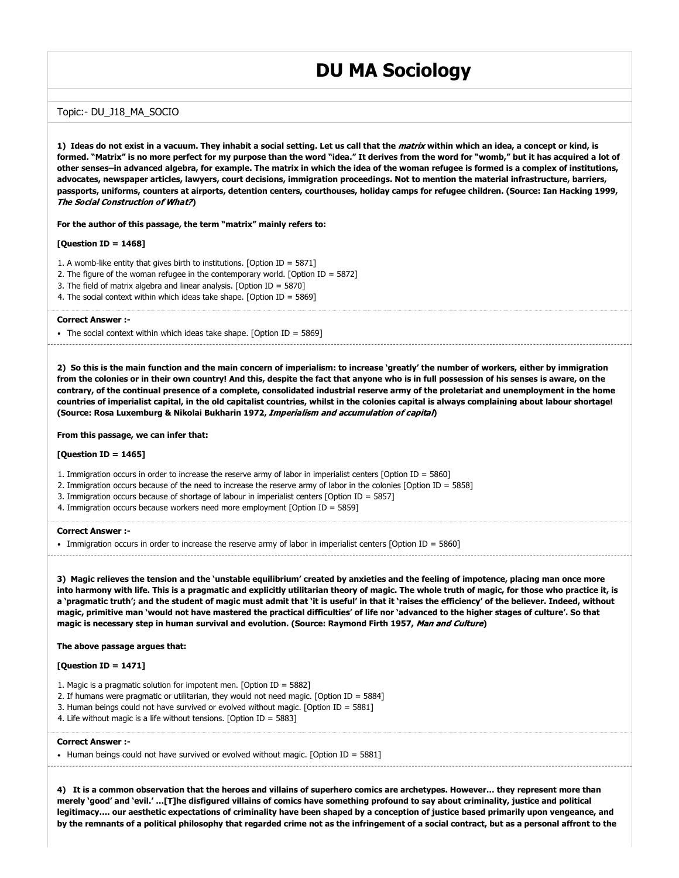# DU MA Sociology

Topic:- DU_J18_MA_SOCIO

**1) Ideas do not exist in a vacuum. They inhabit a social setting. Let us call that the *matrix* within which an idea, a concept or kind, is formed. "Matrix" is no more perfect for my purpose than the word "idea." It derives from the word for "womb," but it has acquired a lot of other senses–in advanced algebra, for example. The matrix in which the idea of the woman refugee is formed is a complex of institutions, advocates, newspaper articles, lawyers, court decisions, immigration proceedings. Not to mention the material infrastructure, barriers, passports, uniforms, counters at airports, detention centers, courthouses, holiday camps for refugee children. (Source: Ian Hacking 1999, *The Social Construction of What?*)**

**For the author of this passage, the term "matrix" mainly refers to:**

**[Question ID = 1468]**

1. A womb-like entity that gives birth to institutions. [Option ID = 5871]
2. The figure of the woman refugee in the contemporary world. [Option ID = 5872]
3. The field of matrix algebra and linear analysis. [Option ID = 5870]
4. The social context within which ideas take shape. [Option ID = 5869]

**Correct Answer :-**

- The social context within which ideas take shape. [Option ID = 5869]

**2) So this is the main function and the main concern of imperialism: to increase 'greatly' the number of workers, either by immigration from the colonies or in their own country! And this, despite the fact that anyone who is in full possession of his senses is aware, on the contrary, of the continual presence of a complete, consolidated industrial reserve army of the proletariat and unemployment in the home countries of imperialist capital, in the old capitalist countries, whilst in the colonies capital is always complaining about labour shortage! (Source: Rosa Luxemburg & Nikolai Bukharin 1972, *Imperialism and accumulation of capital*)**

**From this passage, we can infer that:**

**[Question ID = 1465]**

1. Immigration occurs in order to increase the reserve army of labor in imperialist centers [Option ID = 5860]
2. Immigration occurs because of the need to increase the reserve army of labor in the colonies [Option ID = 5858]
3. Immigration occurs because of shortage of labour in imperialist centers [Option ID = 5857]
4. Immigration occurs because workers need more employment [Option ID = 5859]

**Correct Answer :-**

- Immigration occurs in order to increase the reserve army of labor in imperialist centers [Option ID = 5860]

**3) Magic relieves the tension and the 'unstable equilibrium' created by anxieties and the feeling of impotence, placing man once more into harmony with life. This is a pragmatic and explicitly utilitarian theory of magic. The whole truth of magic, for those who practice it, is a 'pragmatic truth'; and the student of magic must admit that 'it is useful' in that it 'raises the efficiency' of the believer. Indeed, without magic, primitive man 'would not have mastered the practical difficulties' of life nor 'advanced to the higher stages of culture'. So that magic is necessary step in human survival and evolution. (Source: Raymond Firth 1957, *Man and Culture*)**

**The above passage argues that:**

**[Question ID = 1471]**

1. Magic is a pragmatic solution for impotent men. [Option ID = 5882]
2. If humans were pragmatic or utilitarian, they would not need magic. [Option ID = 5884]
3. Human beings could not have survived or evolved without magic. [Option ID = 5881]
4. Life without magic is a life without tensions. [Option ID = 5883]

**Correct Answer :-**

- Human beings could not have survived or evolved without magic. [Option ID = 5881]

**4) It is a common observation that the heroes and villains of superhero comics are archetypes. However… they represent more than merely 'good' and 'evil.' …[T]he disfigured villains of comics have something profound to say about criminality, justice and political legitimacy…. our aesthetic expectations of criminality have been shaped by a conception of justice based primarily upon vengeance, and by the remnants of a political philosophy that regarded crime not as the infringement of a social contract, but as a personal affront to the**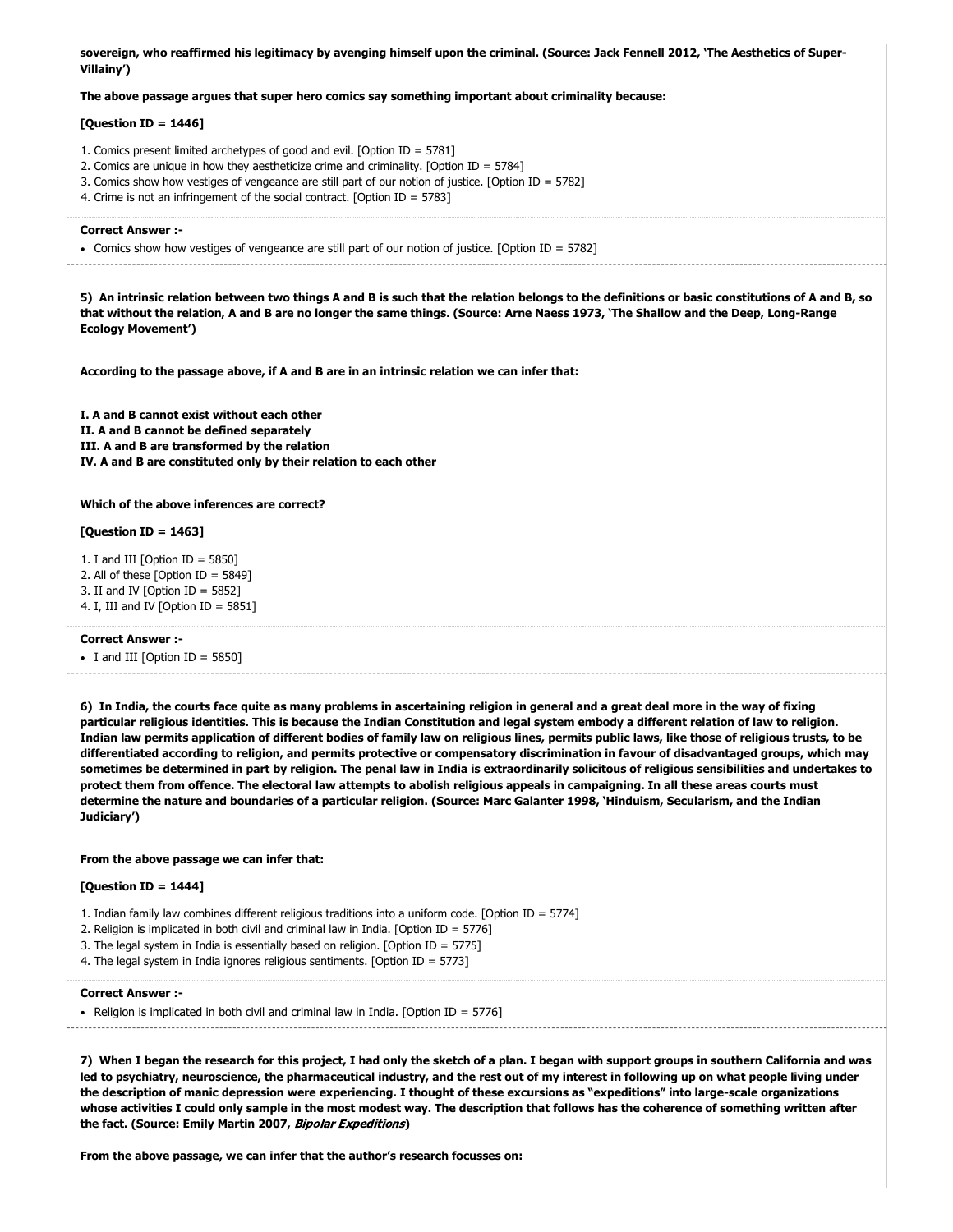**sovereign, who reaffirmed his legitimacy by avenging himself upon the criminal. (Source: Jack Fennell 2012, 'The Aesthetics of Super-Villainy')**

**The above passage argues that super hero comics say something important about criminality because:**

**[Question ID = 1446]**

1. Comics present limited archetypes of good and evil. [Option ID = 5781]
2. Comics are unique in how they aestheticize crime and criminality. [Option ID = 5784]
3. Comics show how vestiges of vengeance are still part of our notion of justice. [Option ID = 5782]
4. Crime is not an infringement of the social contract. [Option ID = 5783]

**Correct Answer :-**

- Comics show how vestiges of vengeance are still part of our notion of justice. [Option ID = 5782]

---

**5) An intrinsic relation between two things A and B is such that the relation belongs to the definitions or basic constitutions of A and B, so that without the relation, A and B are no longer the same things. (Source: Arne Naess 1973, 'The Shallow and the Deep, Long-Range Ecology Movement')**

**According to the passage above, if A and B are in an intrinsic relation we can infer that:**

**I. A and B cannot exist without each other**
**II. A and B cannot be defined separately**
**III. A and B are transformed by the relation**
**IV. A and B are constituted only by their relation to each other**

**Which of the above inferences are correct?**

**[Question ID = 1463]**

1. I and III [Option ID = 5850]
2. All of these [Option ID = 5849]
3. II and IV [Option ID = 5852]
4. I, III and IV [Option ID = 5851]

**Correct Answer :-**

- I and III [Option ID = 5850]

---

**6) In India, the courts face quite as many problems in ascertaining religion in general and a great deal more in the way of fixing particular religious identities. This is because the Indian Constitution and legal system embody a different relation of law to religion. Indian law permits application of different bodies of family law on religious lines, permits public laws, like those of religious trusts, to be differentiated according to religion, and permits protective or compensatory discrimination in favour of disadvantaged groups, which may sometimes be determined in part by religion. The penal law in India is extraordinarily solicitous of religious sensibilities and undertakes to protect them from offence. The electoral law attempts to abolish religious appeals in campaigning. In all these areas courts must determine the nature and boundaries of a particular religion. (Source: Marc Galanter 1998, 'Hinduism, Secularism, and the Indian Judiciary')**

**From the above passage we can infer that:**

**[Question ID = 1444]**

1. Indian family law combines different religious traditions into a uniform code. [Option ID = 5774]
2. Religion is implicated in both civil and criminal law in India. [Option ID = 5776]
3. The legal system in India is essentially based on religion. [Option ID = 5775]
4. The legal system in India ignores religious sentiments. [Option ID = 5773]

**Correct Answer :-**

- Religion is implicated in both civil and criminal law in India. [Option ID = 5776]

---

**7) When I began the research for this project, I had only the sketch of a plan. I began with support groups in southern California and was led to psychiatry, neuroscience, the pharmaceutical industry, and the rest out of my interest in following up on what people living under the description of manic depression were experiencing. I thought of these excursions as "expeditions" into large-scale organizations whose activities I could only sample in the most modest way. The description that follows has the coherence of something written after the fact. (Source: Emily Martin 2007, *Bipolar Expeditions*)**

**From the above passage, we can infer that the author's research focusses on:**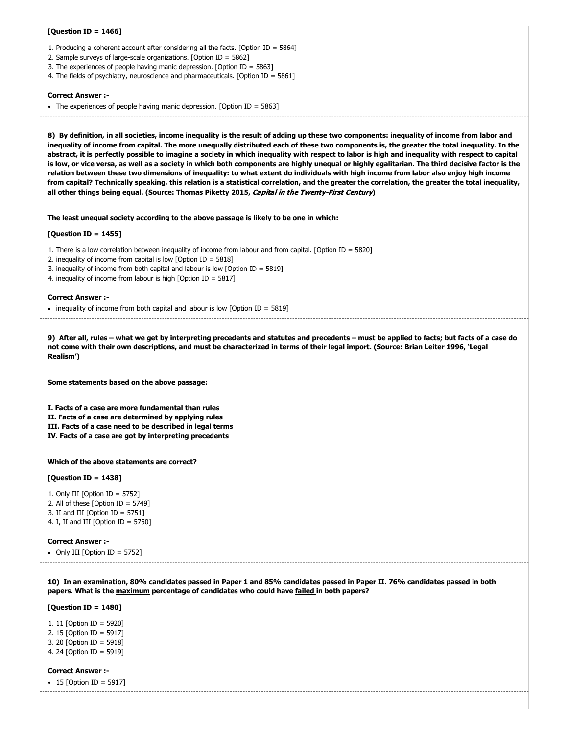**[Question ID = 1466]**

1. Producing a coherent account after considering all the facts. [Option ID = 5864]
2. Sample surveys of large-scale organizations. [Option ID = 5862]
3. The experiences of people having manic depression. [Option ID = 5863]
4. The fields of psychiatry, neuroscience and pharmaceuticals. [Option ID = 5861]

**Correct Answer :-**

- The experiences of people having manic depression. [Option ID = 5863]

---

**8) By definition, in all societies, income inequality is the result of adding up these two components: inequality of income from labor and inequality of income from capital. The more unequally distributed each of these two components is, the greater the total inequality. In the abstract, it is perfectly possible to imagine a society in which inequality with respect to labor is high and inequality with respect to capital is low, or vice versa, as well as a society in which both components are highly unequal or highly egalitarian. The third decisive factor is the relation between these two dimensions of inequality: to what extent do individuals with high income from labor also enjoy high income from capital? Technically speaking, this relation is a statistical correlation, and the greater the correlation, the greater the total inequality, all other things being equal. (Source: Thomas Piketty 2015, *Capital in the Twenty-First Century*)**

**The least unequal society according to the above passage is likely to be one in which:**

**[Question ID = 1455]**

1. There is a low correlation between inequality of income from labour and from capital. [Option ID = 5820]
2. inequality of income from capital is low [Option ID = 5818]
3. inequality of income from both capital and labour is low [Option ID = 5819]
4. inequality of income from labour is high [Option ID = 5817]

**Correct Answer :-**

- inequality of income from both capital and labour is low [Option ID = 5819]

---

**9) After all, rules – what we get by interpreting precedents and statutes and precedents – must be applied to facts; but facts of a case do not come with their own descriptions, and must be characterized in terms of their legal import. (Source: Brian Leiter 1996, 'Legal Realism')**

**Some statements based on the above passage:**

**I. Facts of a case are more fundamental than rules**
**II. Facts of a case are determined by applying rules**
**III. Facts of a case need to be described in legal terms**
**IV. Facts of a case are got by interpreting precedents**

**Which of the above statements are correct?**

**[Question ID = 1438]**

1. Only III [Option ID = 5752]
2. All of these [Option ID = 5749]
3. II and III [Option ID = 5751]
4. I, II and III [Option ID = 5750]

**Correct Answer :-**

- Only III [Option ID = 5752]

---

**10) In an examination, 80% candidates passed in Paper 1 and 85% candidates passed in Paper II. 76% candidates passed in both papers. What is the maximum percentage of candidates who could have failed in both papers?**

**[Question ID = 1480]**

1. 11 [Option ID = 5920]
2. 15 [Option ID = 5917]
3. 20 [Option ID = 5918]
4. 24 [Option ID = 5919]

**Correct Answer :-**

- 15 [Option ID = 5917]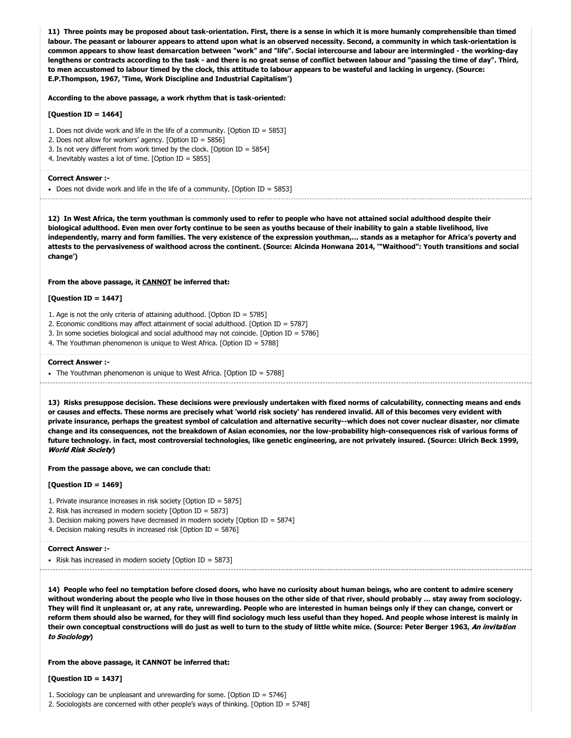**11) Three points may be proposed about task-orientation. First, there is a sense in which it is more humanly comprehensible than timed labour. The peasant or labourer appears to attend upon what is an observed necessity. Second, a community in which task-orientation is common appears to show least demarcation between "work" and "life". Social intercourse and labour are intermingled - the working-day lengthens or contracts according to the task - and there is no great sense of conflict between labour and "passing the time of day". Third, to men accustomed to labour timed by the clock, this attitude to labour appears to be wasteful and lacking in urgency. (Source: E.P.Thompson, 1967, 'Time, Work Discipline and Industrial Capitalism')**

**According to the above passage, a work rhythm that is task-oriented:**

**[Question ID = 1464]**

1. Does not divide work and life in the life of a community. [Option ID = 5853]
2. Does not allow for workers' agency. [Option ID = 5856]
3. Is not very different from work timed by the clock. [Option ID = 5854]
4. Inevitably wastes a lot of time. [Option ID = 5855]

**Correct Answer :-**

- Does not divide work and life in the life of a community. [Option ID = 5853]

---

**12) In West Africa, the term youthman is commonly used to refer to people who have not attained social adulthood despite their biological adulthood. Even men over forty continue to be seen as youths because of their inability to gain a stable livelihood, live independently, marry and form families. The very existence of the expression youthman,... stands as a metaphor for Africa's poverty and attests to the pervasiveness of waithood across the continent. (Source: Alcinda Honwana 2014, '"Waithood": Youth transitions and social change')**

**From the above passage, it <u>CANNOT</u> be inferred that:**

**[Question ID = 1447]**

1. Age is not the only criteria of attaining adulthood. [Option ID = 5785]
2. Economic conditions may affect attainment of social adulthood. [Option ID = 5787]
3. In some societies biological and social adulthood may not coincide. [Option ID = 5786]
4. The Youthman phenomenon is unique to West Africa. [Option ID = 5788]

**Correct Answer :-**

- The Youthman phenomenon is unique to West Africa. [Option ID = 5788]

---

**13) Risks presuppose decision. These decisions were previously undertaken with fixed norms of calculability, connecting means and ends or causes and effects. These norms are precisely what 'world risk society' has rendered invalid. All of this becomes very evident with private insurance, perhaps the greatest symbol of calculation and alternative security--which does not cover nuclear disaster, nor climate change and its consequences, not the breakdown of Asian economies, nor the low-probability high-consequences risk of various forms of future technology. in fact, most controversial technologies, like genetic engineering, are not privately insured. (Source: Ulrich Beck 1999, *World Risk Society*)**

**From the passage above, we can conclude that:**

**[Question ID = 1469]**

1. Private insurance increases in risk society [Option ID = 5875]
2. Risk has increased in modern society [Option ID = 5873]
3. Decision making powers have decreased in modern society [Option ID = 5874]
4. Decision making results in increased risk [Option ID = 5876]

**Correct Answer :-**

- Risk has increased in modern society [Option ID = 5873]

---

**14) People who feel no temptation before closed doors, who have no curiosity about human beings, who are content to admire scenery without wondering about the people who live in those houses on the other side of that river, should probably ... stay away from sociology. They will find it unpleasant or, at any rate, unrewarding. People who are interested in human beings only if they can change, convert or reform them should also be warned, for they will find sociology much less useful than they hoped. And people whose interest is mainly in their own conceptual constructions will do just as well to turn to the study of little white mice. (Source: Peter Berger 1963, *An invitation to Sociology*)**

**From the above passage, it CANNOT be inferred that:**

**[Question ID = 1437]**

1. Sociology can be unpleasant and unrewarding for some. [Option ID = 5746]
2. Sociologists are concerned with other people's ways of thinking. [Option ID = 5748]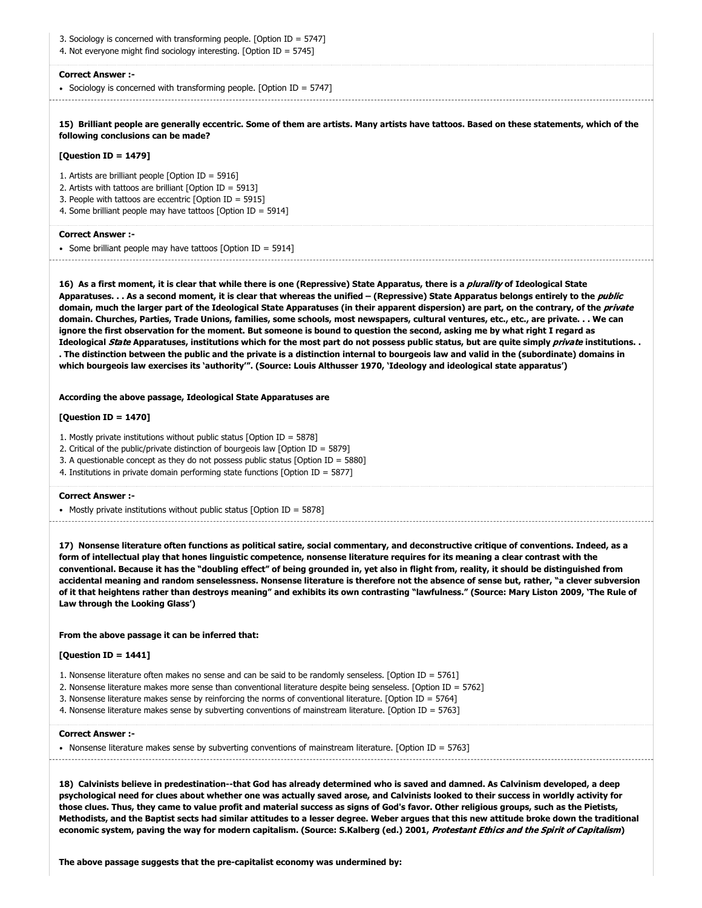3. Sociology is concerned with transforming people. [Option ID = 5747]
4. Not everyone might find sociology interesting. [Option ID = 5745]

**Correct Answer :-**

- Sociology is concerned with transforming people. [Option ID = 5747]

---

**15) Brilliant people are generally eccentric. Some of them are artists. Many artists have tattoos. Based on these statements, which of the following conclusions can be made?**

**[Question ID = 1479]**

1. Artists are brilliant people [Option ID = 5916]
2. Artists with tattoos are brilliant [Option ID = 5913]
3. People with tattoos are eccentric [Option ID = 5915]
4. Some brilliant people may have tattoos [Option ID = 5914]

**Correct Answer :-**

- Some brilliant people may have tattoos [Option ID = 5914]

---

**16) As a first moment, it is clear that while there is one (Repressive) State Apparatus, there is a *plurality* of Ideological State Apparatuses. . . As a second moment, it is clear that whereas the unified – (Repressive) State Apparatus belongs entirely to the *public* domain, much the larger part of the Ideological State Apparatuses (in their apparent dispersion) are part, on the contrary, of the *private* domain. Churches, Parties, Trade Unions, families, some schools, most newspapers, cultural ventures, etc., etc., are private. . . We can ignore the first observation for the moment. But someone is bound to question the second, asking me by what right I regard as Ideological *State* Apparatuses, institutions which for the most part do not possess public status, but are quite simply *private* institutions. . . The distinction between the public and the private is a distinction internal to bourgeois law and valid in the (subordinate) domains in which bourgeois law exercises its 'authority'". (Source: Louis Althusser 1970, 'Ideology and ideological state apparatus')**

**According the above passage, Ideological State Apparatuses are**

**[Question ID = 1470]**

1. Mostly private institutions without public status [Option ID = 5878]
2. Critical of the public/private distinction of bourgeois law [Option ID = 5879]
3. A questionable concept as they do not possess public status [Option ID = 5880]
4. Institutions in private domain performing state functions [Option ID = 5877]

**Correct Answer :-**

- Mostly private institutions without public status [Option ID = 5878]

---

**17) Nonsense literature often functions as political satire, social commentary, and deconstructive critique of conventions. Indeed, as a form of intellectual play that hones linguistic competence, nonsense literature requires for its meaning a clear contrast with the conventional. Because it has the "doubling effect" of being grounded in, yet also in flight from, reality, it should be distinguished from accidental meaning and random senselessness. Nonsense literature is therefore not the absence of sense but, rather, "a clever subversion of it that heightens rather than destroys meaning" and exhibits its own contrasting "lawfulness." (Source: Mary Liston 2009, 'The Rule of Law through the Looking Glass')**

**From the above passage it can be inferred that:**

**[Question ID = 1441]**

1. Nonsense literature often makes no sense and can be said to be randomly senseless. [Option ID = 5761]
2. Nonsense literature makes more sense than conventional literature despite being senseless. [Option ID = 5762]
3. Nonsense literature makes sense by reinforcing the norms of conventional literature. [Option ID = 5764]
4. Nonsense literature makes sense by subverting conventions of mainstream literature. [Option ID = 5763]

**Correct Answer :-**

- Nonsense literature makes sense by subverting conventions of mainstream literature. [Option ID = 5763]

---

**18) Calvinists believe in predestination--that God has already determined who is saved and damned. As Calvinism developed, a deep psychological need for clues about whether one was actually saved arose, and Calvinists looked to their success in worldly activity for those clues. Thus, they came to value profit and material success as signs of God's favor. Other religious groups, such as the Pietists, Methodists, and the Baptist sects had similar attitudes to a lesser degree. Weber argues that this new attitude broke down the traditional economic system, paving the way for modern capitalism. (Source: S.Kalberg (ed.) 2001, *Protestant Ethics and the Spirit of Capitalism*)**

**The above passage suggests that the pre-capitalist economy was undermined by:**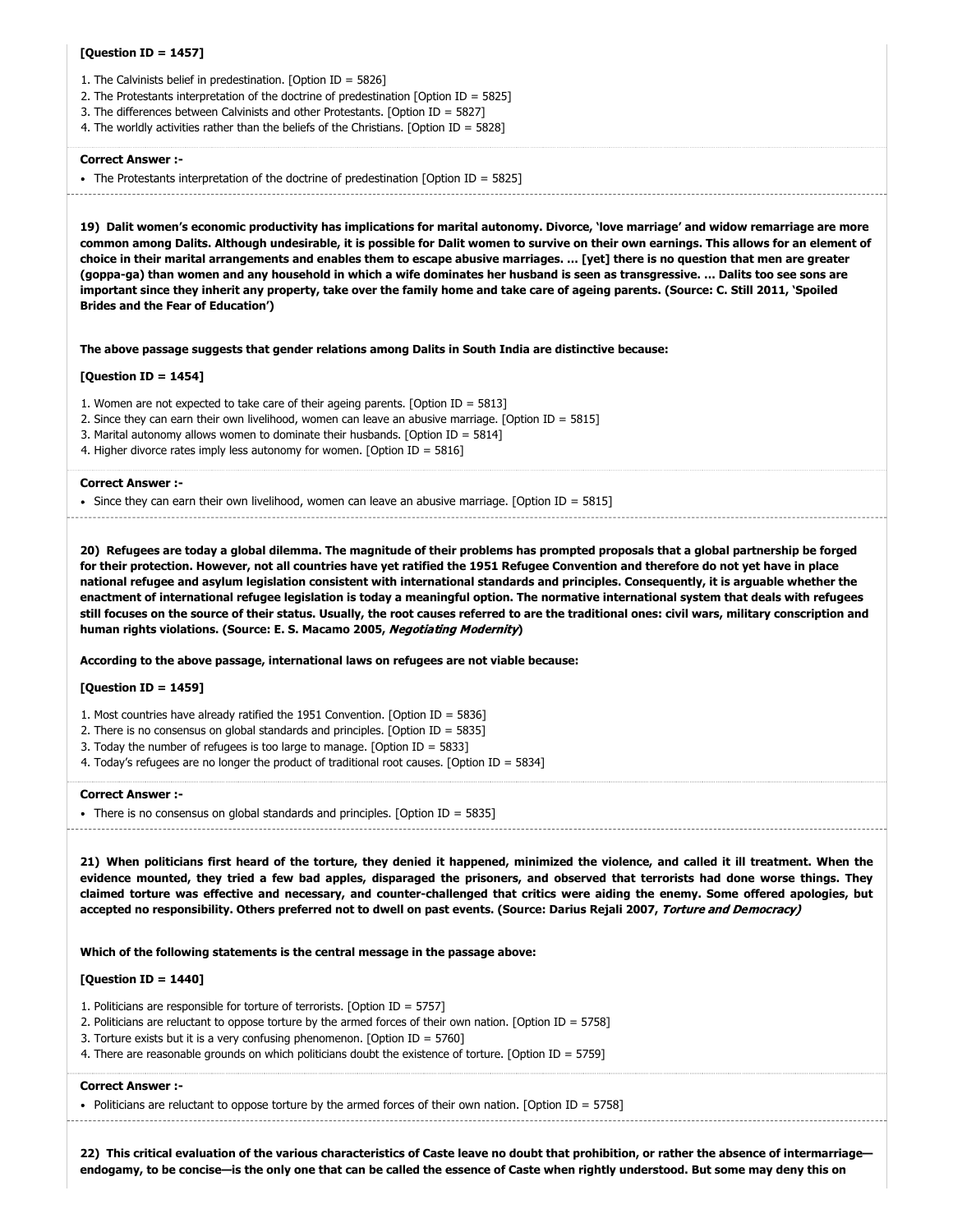**[Question ID = 1457]**

1. The Calvinists belief in predestination. [Option ID = 5826]
2. The Protestants interpretation of the doctrine of predestination [Option ID = 5825]
3. The differences between Calvinists and other Protestants. [Option ID = 5827]
4. The worldly activities rather than the beliefs of the Christians. [Option ID = 5828]

**Correct Answer :-**

- The Protestants interpretation of the doctrine of predestination [Option ID = 5825]

---

**19) Dalit women's economic productivity has implications for marital autonomy. Divorce, 'love marriage' and widow remarriage are more common among Dalits. Although undesirable, it is possible for Dalit women to survive on their own earnings. This allows for an element of choice in their marital arrangements and enables them to escape abusive marriages. ... [yet] there is no question that men are greater (goppa-ga) than women and any household in which a wife dominates her husband is seen as transgressive. ... Dalits too see sons are important since they inherit any property, take over the family home and take care of ageing parents. (Source: C. Still 2011, 'Spoiled Brides and the Fear of Education')**

**The above passage suggests that gender relations among Dalits in South India are distinctive because:**

**[Question ID = 1454]**

1. Women are not expected to take care of their ageing parents. [Option ID = 5813]
2. Since they can earn their own livelihood, women can leave an abusive marriage. [Option ID = 5815]
3. Marital autonomy allows women to dominate their husbands. [Option ID = 5814]
4. Higher divorce rates imply less autonomy for women. [Option ID = 5816]

**Correct Answer :-**

- Since they can earn their own livelihood, women can leave an abusive marriage. [Option ID = 5815]

---

**20) Refugees are today a global dilemma. The magnitude of their problems has prompted proposals that a global partnership be forged for their protection. However, not all countries have yet ratified the 1951 Refugee Convention and therefore do not yet have in place national refugee and asylum legislation consistent with international standards and principles. Consequently, it is arguable whether the enactment of international refugee legislation is today a meaningful option. The normative international system that deals with refugees still focuses on the source of their status. Usually, the root causes referred to are the traditional ones: civil wars, military conscription and human rights violations. (Source: E. S. Macamo 2005, *Negotiating Modernity*)**

**According to the above passage, international laws on refugees are not viable because:**

**[Question ID = 1459]**

1. Most countries have already ratified the 1951 Convention. [Option ID = 5836]
2. There is no consensus on global standards and principles. [Option ID = 5835]
3. Today the number of refugees is too large to manage. [Option ID = 5833]
4. Today's refugees are no longer the product of traditional root causes. [Option ID = 5834]

**Correct Answer :-**

- There is no consensus on global standards and principles. [Option ID = 5835]

---

**21) When politicians first heard of the torture, they denied it happened, minimized the violence, and called it ill treatment. When the evidence mounted, they tried a few bad apples, disparaged the prisoners, and observed that terrorists had done worse things. They claimed torture was effective and necessary, and counter-challenged that critics were aiding the enemy. Some offered apologies, but accepted no responsibility. Others preferred not to dwell on past events. (Source: Darius Rejali 2007, *Torture and Democracy*)**

**Which of the following statements is the central message in the passage above:**

**[Question ID = 1440]**

1. Politicians are responsible for torture of terrorists. [Option ID = 5757]
2. Politicians are reluctant to oppose torture by the armed forces of their own nation. [Option ID = 5758]
3. Torture exists but it is a very confusing phenomenon. [Option ID = 5760]
4. There are reasonable grounds on which politicians doubt the existence of torture. [Option ID = 5759]

**Correct Answer :-**

- Politicians are reluctant to oppose torture by the armed forces of their own nation. [Option ID = 5758]

---

**22) This critical evaluation of the various characteristics of Caste leave no doubt that prohibition, or rather the absence of intermarriage—endogamy, to be concise—is the only one that can be called the essence of Caste when rightly understood. But some may deny this on**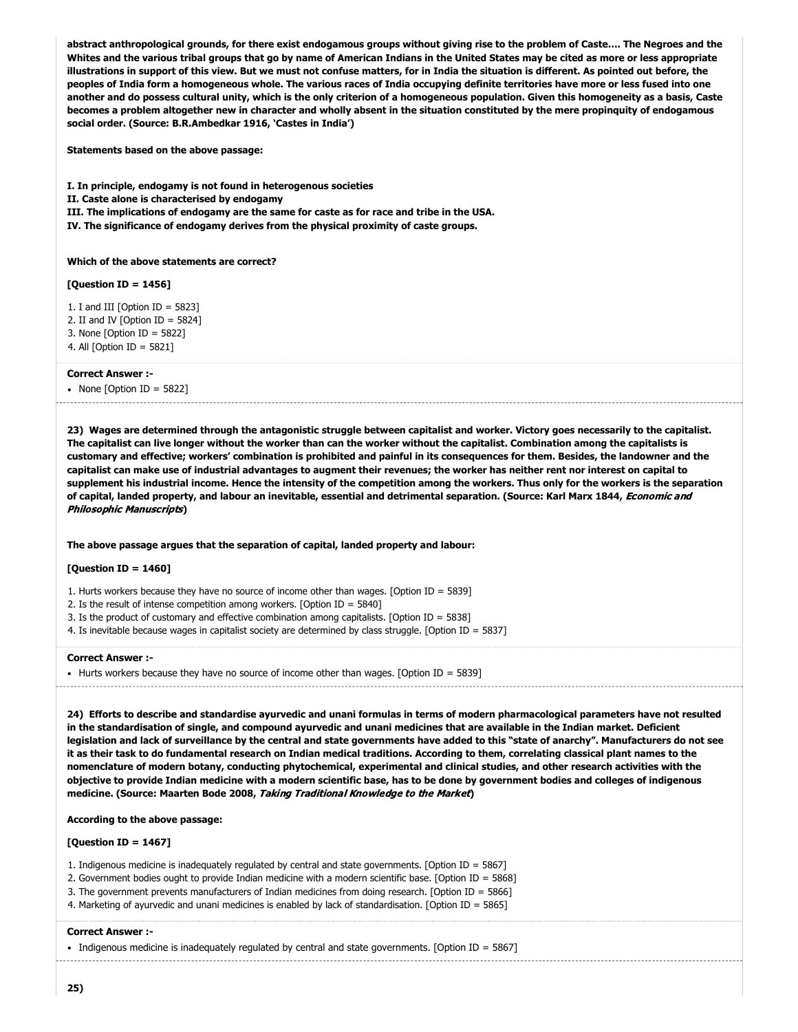**abstract anthropological grounds, for there exist endogamous groups without giving rise to the problem of Caste.... The Negroes and the Whites and the various tribal groups that go by name of American Indians in the United States may be cited as more or less appropriate illustrations in support of this view. But we must not confuse matters, for in India the situation is different. As pointed out before, the peoples of India form a homogeneous whole. The various races of India occupying definite territories have more or less fused into one another and do possess cultural unity, which is the only criterion of a homogeneous population. Given this homogeneity as a basis, Caste becomes a problem altogether new in character and wholly absent in the situation constituted by the mere propinquity of endogamous social order. (Source: B.R.Ambedkar 1916, 'Castes in India')**

**Statements based on the above passage:**

**I. In principle, endogamy is not found in heterogenous societies**
**II. Caste alone is characterised by endogamy**
**III. The implications of endogamy are the same for caste as for race and tribe in the USA.**
**IV. The significance of endogamy derives from the physical proximity of caste groups.**

**Which of the above statements are correct?**

**[Question ID = 1456]**

1. I and III [Option ID = 5823]
2. II and IV [Option ID = 5824]
3. None [Option ID = 5822]
4. All [Option ID = 5821]

**Correct Answer :-**

- None [Option ID = 5822]

---

**23) Wages are determined through the antagonistic struggle between capitalist and worker. Victory goes necessarily to the capitalist. The capitalist can live longer without the worker than can the worker without the capitalist. Combination among the capitalists is customary and effective; workers' combination is prohibited and painful in its consequences for them. Besides, the landowner and the capitalist can make use of industrial advantages to augment their revenues; the worker has neither rent nor interest on capital to supplement his industrial income. Hence the intensity of the competition among the workers. Thus only for the workers is the separation of capital, landed property, and labour an inevitable, essential and detrimental separation. (Source: Karl Marx 1844, *Economic and Philosophic Manuscripts*)**

**The above passage argues that the separation of capital, landed property and labour:**

**[Question ID = 1460]**

1. Hurts workers because they have no source of income other than wages. [Option ID = 5839]
2. Is the result of intense competition among workers. [Option ID = 5840]
3. Is the product of customary and effective combination among capitalists. [Option ID = 5838]
4. Is inevitable because wages in capitalist society are determined by class struggle. [Option ID = 5837]

**Correct Answer :-**

- Hurts workers because they have no source of income other than wages. [Option ID = 5839]

---

**24) Efforts to describe and standardise ayurvedic and unani formulas in terms of modern pharmacological parameters have not resulted in the standardisation of single, and compound ayurvedic and unani medicines that are available in the Indian market. Deficient legislation and lack of surveillance by the central and state governments have added to this "state of anarchy". Manufacturers do not see it as their task to do fundamental research on Indian medical traditions. According to them, correlating classical plant names to the nomenclature of modern botany, conducting phytochemical, experimental and clinical studies, and other research activities with the objective to provide Indian medicine with a modern scientific base, has to be done by government bodies and colleges of indigenous medicine. (Source: Maarten Bode 2008, *Taking Traditional Knowledge to the Market*)**

**According to the above passage:**

**[Question ID = 1467]**

1. Indigenous medicine is inadequately regulated by central and state governments. [Option ID = 5867]
2. Government bodies ought to provide Indian medicine with a modern scientific base. [Option ID = 5868]
3. The government prevents manufacturers of Indian medicines from doing research. [Option ID = 5866]
4. Marketing of ayurvedic and unani medicines is enabled by lack of standardisation. [Option ID = 5865]

**Correct Answer :-**

- Indigenous medicine is inadequately regulated by central and state governments. [Option ID = 5867]

---

**25)**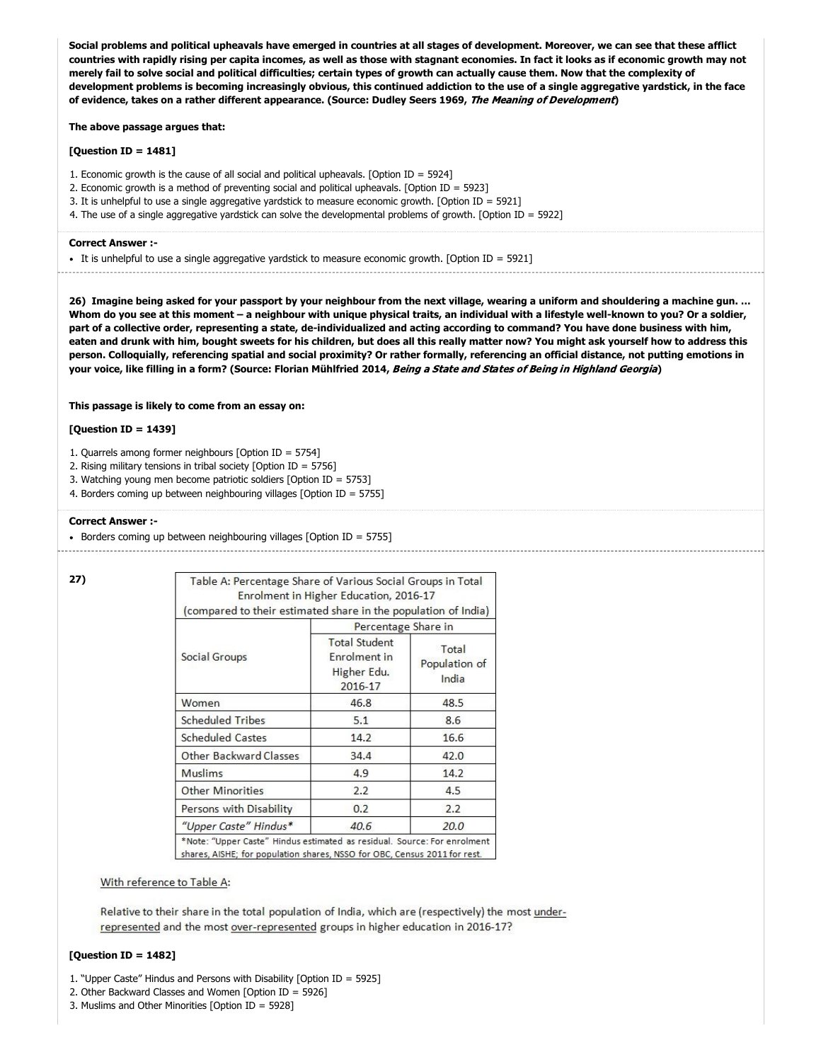**Social problems and political upheavals have emerged in countries at all stages of development. Moreover, we can see that these afflict countries with rapidly rising per capita incomes, as well as those with stagnant economies. In fact it looks as if economic growth may not merely fail to solve social and political difficulties; certain types of growth can actually cause them. Now that the complexity of development problems is becoming increasingly obvious, this continued addiction to the use of a single aggregative yardstick, in the face of evidence, takes on a rather different appearance. (Source: Dudley Seers 1969, *The Meaning of Development*)**

**The above passage argues that:**

**[Question ID = 1481]**

1. Economic growth is the cause of all social and political upheavals. [Option ID = 5924]
2. Economic growth is a method of preventing social and political upheavals. [Option ID = 5923]
3. It is unhelpful to use a single aggregative yardstick to measure economic growth. [Option ID = 5921]
4. The use of a single aggregative yardstick can solve the developmental problems of growth. [Option ID = 5922]

**Correct Answer :-**

- It is unhelpful to use a single aggregative yardstick to measure economic growth. [Option ID = 5921]

---

**26) Imagine being asked for your passport by your neighbour from the next village, wearing a uniform and shouldering a machine gun. ... Whom do you see at this moment – a neighbour with unique physical traits, an individual with a lifestyle well-known to you? Or a soldier, part of a collective order, representing a state, de-individualized and acting according to command? You have done business with him, eaten and drunk with him, bought sweets for his children, but does all this really matter now? You might ask yourself how to address this person. Colloquially, referencing spatial and social proximity? Or rather formally, referencing an official distance, not putting emotions in your voice, like filling in a form? (Source: Florian Mühlfried 2014, *Being a State and States of Being in Highland Georgia*)**

**This passage is likely to come from an essay on:**

**[Question ID = 1439]**

1. Quarrels among former neighbours [Option ID = 5754]
2. Rising military tensions in tribal society [Option ID = 5756]
3. Watching young men become patriotic soldiers [Option ID = 5753]
4. Borders coming up between neighbouring villages [Option ID = 5755]

**Correct Answer :-**

- Borders coming up between neighbouring villages [Option ID = 5755]

---

**27)**

Table A: Percentage Share of Various Social Groups in Total Enrolment in Higher Education, 2016-17 (compared to their estimated share in the population of India)

| Social Groups | Percentage Share in | |
|---|---|---|
| | Total Student Enrolment in Higher Edu. 2016-17 | Total Population of India |
| Women | 46.8 | 48.5 |
| Scheduled Tribes | 5.1 | 8.6 |
| Scheduled Castes | 14.2 | 16.6 |
| Other Backward Classes | 34.4 | 42.0 |
| Muslims | 4.9 | 14.2 |
| Other Minorities | 2.2 | 4.5 |
| Persons with Disability | 0.2 | 2.2 |
| *"Upper Caste" Hindus** | *40.6* | *20.0* |

*Note: "Upper Caste" Hindus estimated as residual. Source: For enrolment shares, AISHE; for population shares, NSSO for OBC, Census 2011 for rest.

With reference to Table A:

Relative to their share in the total population of India, which are (respectively) the most under-represented and the most over-represented groups in higher education in 2016-17?

**[Question ID = 1482]**

1. "Upper Caste" Hindus and Persons with Disability [Option ID = 5925]
2. Other Backward Classes and Women [Option ID = 5926]
3. Muslims and Other Minorities [Option ID = 5928]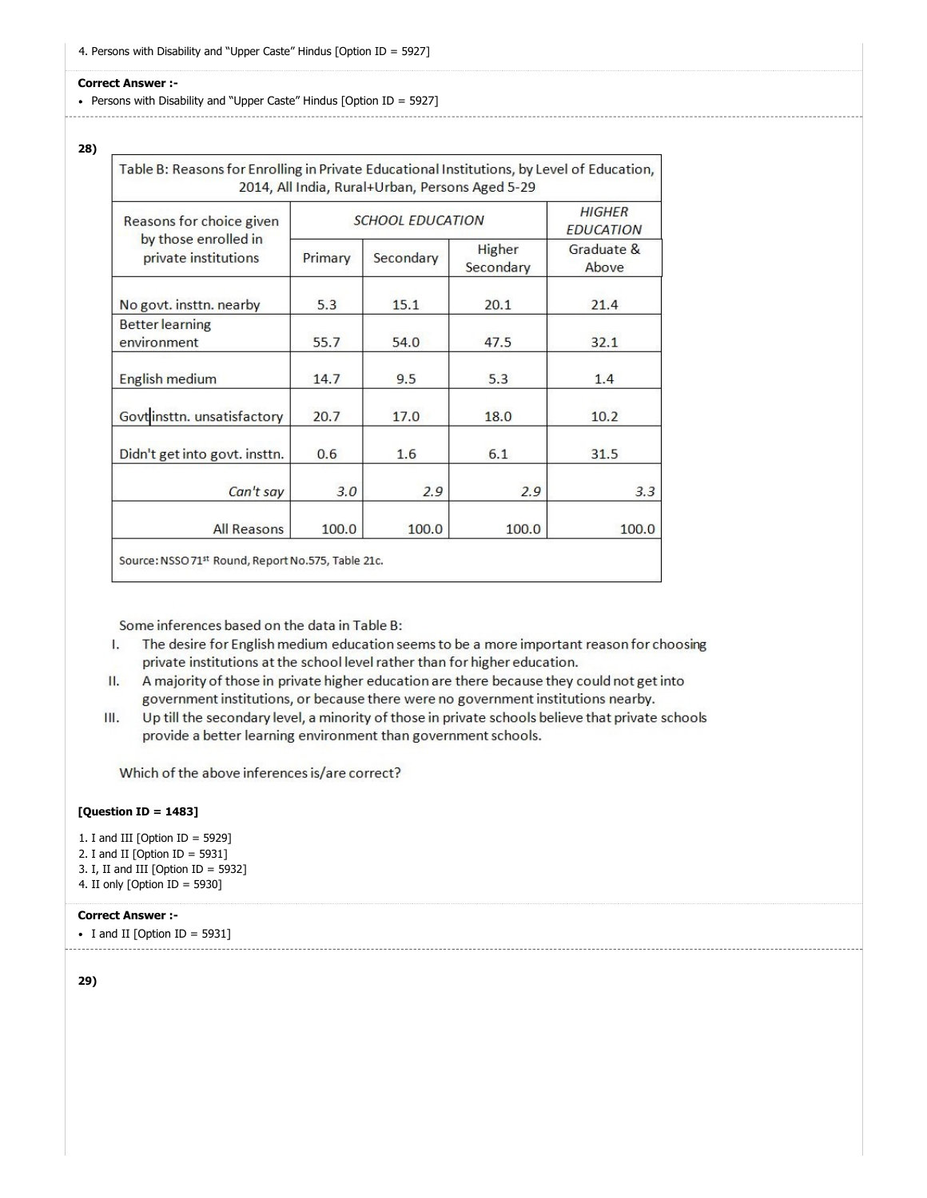4. Persons with Disability and "Upper Caste" Hindus [Option ID = 5927]

**Correct Answer :-**

- Persons with Disability and "Upper Caste" Hindus [Option ID = 5927]

**28)**

Table B: Reasons for Enrolling in Private Educational Institutions, by Level of Education, 2014, All India, Rural+Urban, Persons Aged 5-29

| Reasons for choice given by those enrolled in private institutions | *SCHOOL EDUCATION* | | | *HIGHER EDUCATION* |
|---|---|---|---|---|
| | Primary | Secondary | Higher Secondary | Graduate & Above |
| No govt. insttn. nearby | 5.3 | 15.1 | 20.1 | 21.4 |
| Better learning environment | 55.7 | 54.0 | 47.5 | 32.1 |
| English medium | 14.7 | 9.5 | 5.3 | 1.4 |
| Govt insttn. unsatisfactory | 20.7 | 17.0 | 18.0 | 10.2 |
| Didn't get into govt. insttn. | 0.6 | 1.6 | 6.1 | 31.5 |
| *Can't say* | *3.0* | *2.9* | *2.9* | *3.3* |
| All Reasons | 100.0 | 100.0 | 100.0 | 100.0 |

Source: NSSO 71st Round, Report No.575, Table 21c.

Some inferences based on the data in Table B:

I. The desire for English medium education seems to be a more important reason for choosing private institutions at the school level rather than for higher education.

II. A majority of those in private higher education are there because they could not get into government institutions, or because there were no government institutions nearby.

III. Up till the secondary level, a minority of those in private schools believe that private schools provide a better learning environment than government schools.

Which of the above inferences is/are correct?

**[Question ID = 1483]**

1. I and III [Option ID = 5929]
2. I and II [Option ID = 5931]
3. I, II and III [Option ID = 5932]
4. II only [Option ID = 5930]

**Correct Answer :-**

- I and II [Option ID = 5931]

**29)**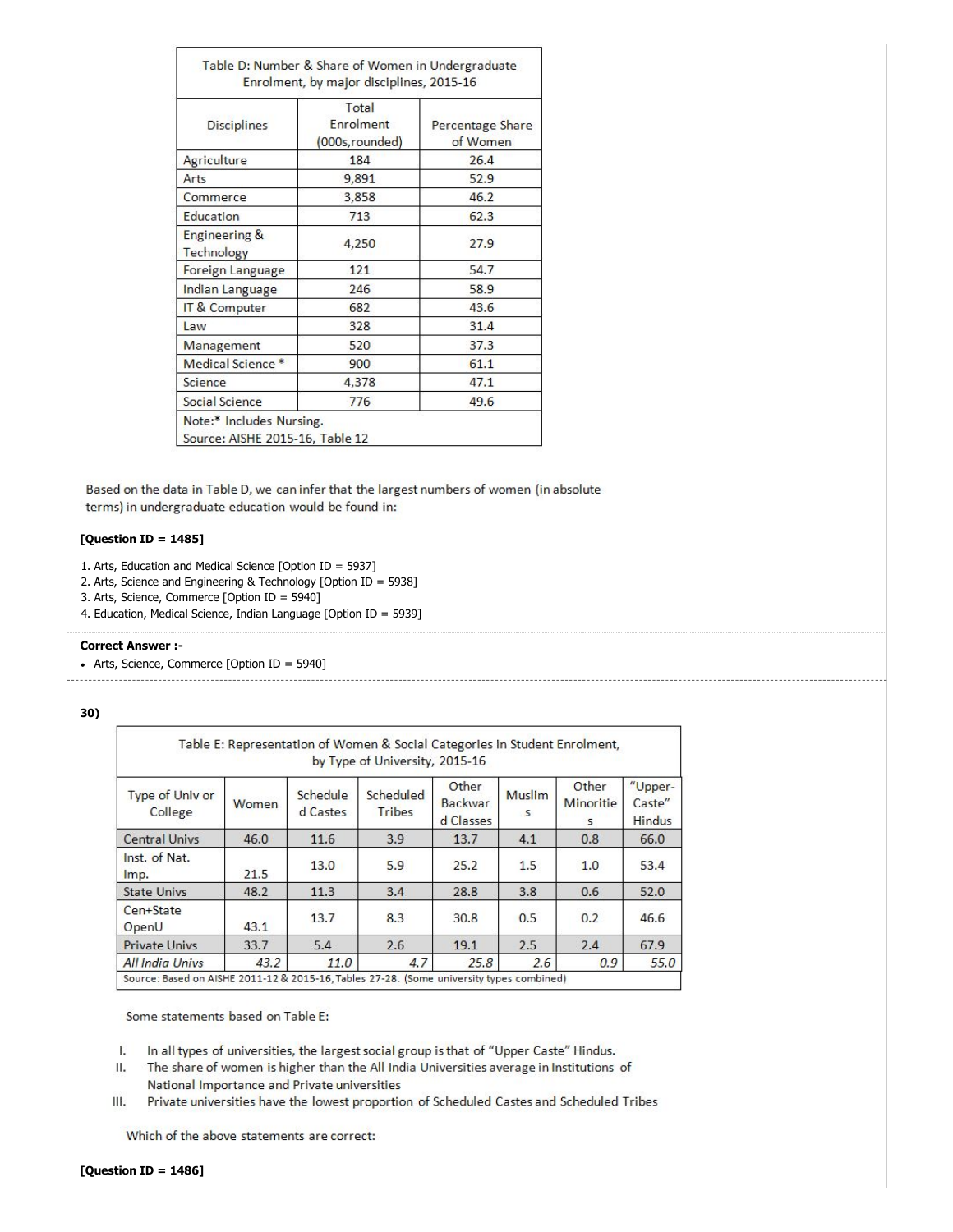| Table D: Number & Share of Women in Undergraduate Enrolment, by major disciplines, 2015-16 | | |
|---|---|---|
| Disciplines | Total Enrolment (000s,rounded) | Percentage Share of Women |
| Agriculture | 184 | 26.4 |
| Arts | 9,891 | 52.9 |
| Commerce | 3,858 | 46.2 |
| Education | 713 | 62.3 |
| Engineering & Technology | 4,250 | 27.9 |
| Foreign Language | 121 | 54.7 |
| Indian Language | 246 | 58.9 |
| IT & Computer | 682 | 43.6 |
| Law | 328 | 31.4 |
| Management | 520 | 37.3 |
| Medical Science * | 900 | 61.1 |
| Science | 4,378 | 47.1 |
| Social Science | 776 | 49.6 |
| Note:* Includes Nursing. Source: AISHE 2015-16, Table 12 | | |

Based on the data in Table D, we can infer that the largest numbers of women (in absolute terms) in undergraduate education would be found in:

**[Question ID = 1485]**

1. Arts, Education and Medical Science [Option ID = 5937]
2. Arts, Science and Engineering & Technology [Option ID = 5938]
3. Arts, Science, Commerce [Option ID = 5940]
4. Education, Medical Science, Indian Language [Option ID = 5939]

**Correct Answer :-**

- Arts, Science, Commerce [Option ID = 5940]

**30)**

| Table E: Representation of Women & Social Categories in Student Enrolment, by Type of University, 2015-16 | | | | | | | |
|---|---|---|---|---|---|---|---|
| Type of Univ or College | Women | Scheduled Castes | Scheduled Tribes | Other Backward Classes | Muslims | Other Minorities | "Upper-Caste" Hindus |
| Central Univs | 46.0 | 11.6 | 3.9 | 13.7 | 4.1 | 0.8 | 66.0 |
| Inst. of Nat. Imp. | 21.5 | 13.0 | 5.9 | 25.2 | 1.5 | 1.0 | 53.4 |
| State Univs | 48.2 | 11.3 | 3.4 | 28.8 | 3.8 | 0.6 | 52.0 |
| Cen+State OpenU | 43.1 | 13.7 | 8.3 | 30.8 | 0.5 | 0.2 | 46.6 |
| Private Univs | 33.7 | 5.4 | 2.6 | 19.1 | 2.5 | 2.4 | 67.9 |
| *All India Univs* | *43.2* | *11.0* | *4.7* | *25.8* | *2.6* | *0.9* | *55.0* |
| Source: Based on AISHE 2011-12 & 2015-16, Tables 27-28. (Some university types combined) | | | | | | | |

Some statements based on Table E:

I. In all types of universities, the largest social group is that of "Upper Caste" Hindus.
II. The share of women is higher than the All India Universities average in Institutions of National Importance and Private universities
III. Private universities have the lowest proportion of Scheduled Castes and Scheduled Tribes

Which of the above statements are correct:

**[Question ID = 1486]**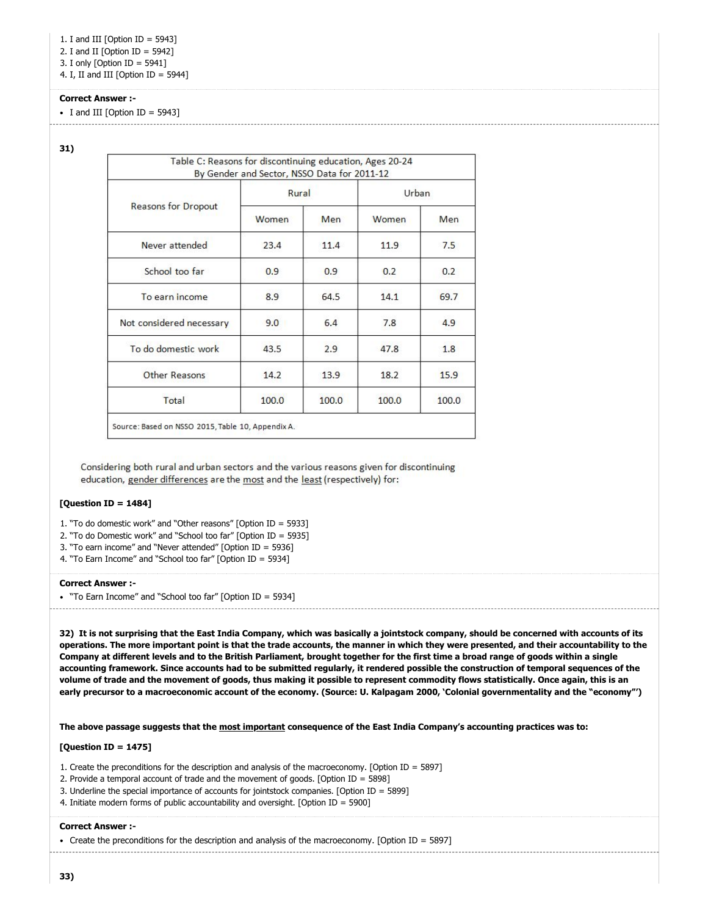1. I and III [Option ID = 5943]
2. I and II [Option ID = 5942]
3. I only [Option ID = 5941]
4. I, II and III [Option ID = 5944]

**Correct Answer :-**

- I and III [Option ID = 5943]

---

**31)**

| Table C: Reasons for discontinuing education, Ages 20-24 By Gender and Sector, NSSO Data for 2011-12 | | | | |
|---|---|---|---|---|
| Reasons for Dropout | Rural | | Urban | |
| | Women | Men | Women | Men |
| Never attended | 23.4 | 11.4 | 11.9 | 7.5 |
| School too far | 0.9 | 0.9 | 0.2 | 0.2 |
| To earn income | 8.9 | 64.5 | 14.1 | 69.7 |
| Not considered necessary | 9.0 | 6.4 | 7.8 | 4.9 |
| To do domestic work | 43.5 | 2.9 | 47.8 | 1.8 |
| Other Reasons | 14.2 | 13.9 | 18.2 | 15.9 |
| Total | 100.0 | 100.0 | 100.0 | 100.0 |

Source: Based on NSSO 2015, Table 10, Appendix A.

Considering both rural and urban sectors and the various reasons given for discontinuing education, gender differences are the most and the least (respectively) for:

**[Question ID = 1484]**

1. "To do domestic work" and "Other reasons" [Option ID = 5933]
2. "To do Domestic work" and "School too far" [Option ID = 5935]
3. "To earn income" and "Never attended" [Option ID = 5936]
4. "To Earn Income" and "School too far" [Option ID = 5934]

**Correct Answer :-**

- "To Earn Income" and "School too far" [Option ID = 5934]

---

**32) It is not surprising that the East India Company, which was basically a jointstock company, should be concerned with accounts of its operations. The more important point is that the trade accounts, the manner in which they were presented, and their accountability to the Company at different levels and to the British Parliament, brought together for the first time a broad range of goods within a single accounting framework. Since accounts had to be submitted regularly, it rendered possible the construction of temporal sequences of the volume of trade and the movement of goods, thus making it possible to represent commodity flows statistically. Once again, this is an early precursor to a macroeconomic account of the economy. (Source: U. Kalpagam 2000, 'Colonial governmentality and the "economy"')**

**The above passage suggests that the most important consequence of the East India Company's accounting practices was to:**

**[Question ID = 1475]**

1. Create the preconditions for the description and analysis of the macroeconomy. [Option ID = 5897]
2. Provide a temporal account of trade and the movement of goods. [Option ID = 5898]
3. Underline the special importance of accounts for jointstock companies. [Option ID = 5899]
4. Initiate modern forms of public accountability and oversight. [Option ID = 5900]

**Correct Answer :-**

- Create the preconditions for the description and analysis of the macroeconomy. [Option ID = 5897]

---

**33)**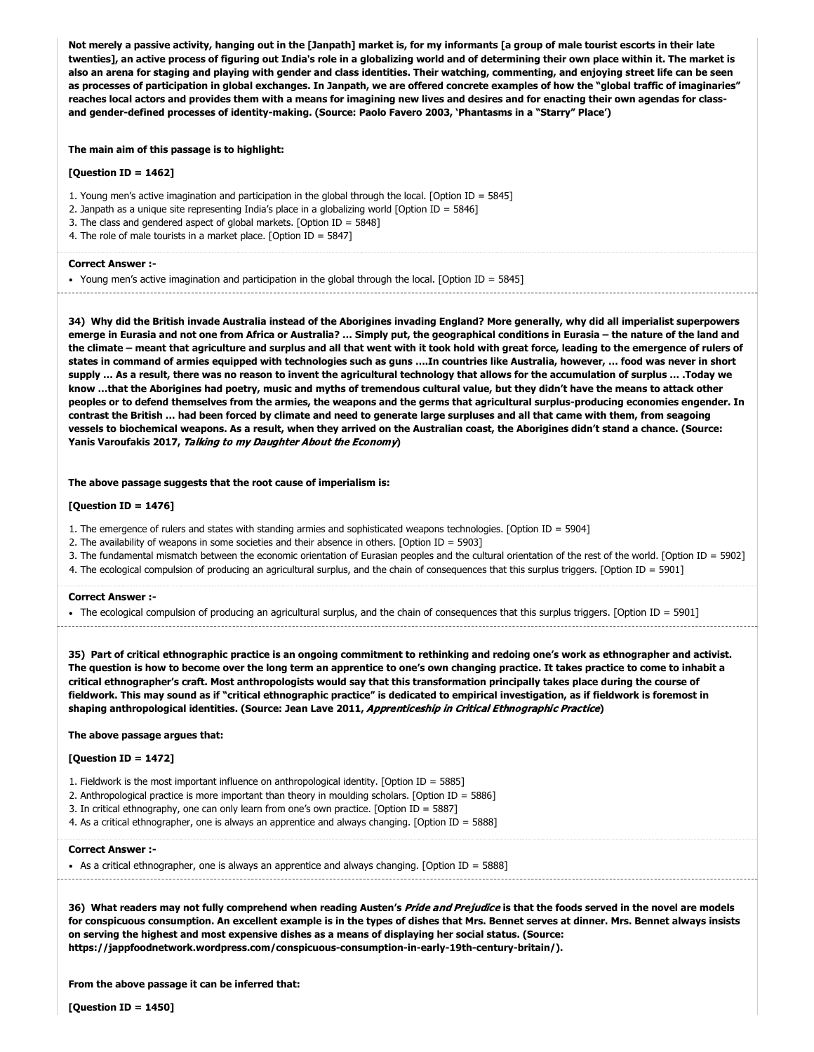**Not merely a passive activity, hanging out in the [Janpath] market is, for my informants [a group of male tourist escorts in their late twenties], an active process of figuring out India's role in a globalizing world and of determining their own place within it. The market is also an arena for staging and playing with gender and class identities. Their watching, commenting, and enjoying street life can be seen as processes of participation in global exchanges. In Janpath, we are offered concrete examples of how the "global traffic of imaginaries" reaches local actors and provides them with a means for imagining new lives and desires and for enacting their own agendas for class- and gender-defined processes of identity-making. (Source: Paolo Favero 2003, 'Phantasms in a "Starry" Place')**

**The main aim of this passage is to highlight:**

**[Question ID = 1462]**

1. Young men's active imagination and participation in the global through the local. [Option ID = 5845]
2. Janpath as a unique site representing India's place in a globalizing world [Option ID = 5846]
3. The class and gendered aspect of global markets. [Option ID = 5848]
4. The role of male tourists in a market place. [Option ID = 5847]

**Correct Answer :-**

- Young men's active imagination and participation in the global through the local. [Option ID = 5845]

---

**34) Why did the British invade Australia instead of the Aborigines invading England? More generally, why did all imperialist superpowers emerge in Eurasia and not one from Africa or Australia? … Simply put, the geographical conditions in Eurasia – the nature of the land and the climate – meant that agriculture and surplus and all that went with it took hold with great force, leading to the emergence of rulers of states in command of armies equipped with technologies such as guns ….In countries like Australia, however, … food was never in short supply … As a result, there was no reason to invent the agricultural technology that allows for the accumulation of surplus … .Today we know …that the Aborigines had poetry, music and myths of tremendous cultural value, but they didn't have the means to attack other peoples or to defend themselves from the armies, the weapons and the germs that agricultural surplus-producing economies engender. In contrast the British … had been forced by climate and need to generate large surpluses and all that came with them, from seagoing vessels to biochemical weapons. As a result, when they arrived on the Australian coast, the Aborigines didn't stand a chance. (Source: Yanis Varoufakis 2017, *Talking to my Daughter About the Economy*)**

**The above passage suggests that the root cause of imperialism is:**

**[Question ID = 1476]**

1. The emergence of rulers and states with standing armies and sophisticated weapons technologies. [Option ID = 5904]
2. The availability of weapons in some societies and their absence in others. [Option ID = 5903]
3. The fundamental mismatch between the economic orientation of Eurasian peoples and the cultural orientation of the rest of the world. [Option ID = 5902]
4. The ecological compulsion of producing an agricultural surplus, and the chain of consequences that this surplus triggers. [Option ID = 5901]

**Correct Answer :-**

- The ecological compulsion of producing an agricultural surplus, and the chain of consequences that this surplus triggers. [Option ID = 5901]

---

**35) Part of critical ethnographic practice is an ongoing commitment to rethinking and redoing one's work as ethnographer and activist. The question is how to become over the long term an apprentice to one's own changing practice. It takes practice to come to inhabit a critical ethnographer's craft. Most anthropologists would say that this transformation principally takes place during the course of fieldwork. This may sound as if "critical ethnographic practice" is dedicated to empirical investigation, as if fieldwork is foremost in shaping anthropological identities. (Source: Jean Lave 2011, *Apprenticeship in Critical Ethnographic Practice*)**

**The above passage argues that:**

**[Question ID = 1472]**

1. Fieldwork is the most important influence on anthropological identity. [Option ID = 5885]
2. Anthropological practice is more important than theory in moulding scholars. [Option ID = 5886]
3. In critical ethnography, one can only learn from one's own practice. [Option ID = 5887]
4. As a critical ethnographer, one is always an apprentice and always changing. [Option ID = 5888]

**Correct Answer :-**

- As a critical ethnographer, one is always an apprentice and always changing. [Option ID = 5888]

---

**36) What readers may not fully comprehend when reading Austen's *Pride and Prejudice* is that the foods served in the novel are models for conspicuous consumption. An excellent example is in the types of dishes that Mrs. Bennet serves at dinner. Mrs. Bennet always insists on serving the highest and most expensive dishes as a means of displaying her social status. (Source: https://jappfoodnetwork.wordpress.com/conspicuous-consumption-in-early-19th-century-britain/).**

**From the above passage it can be inferred that:**

**[Question ID = 1450]**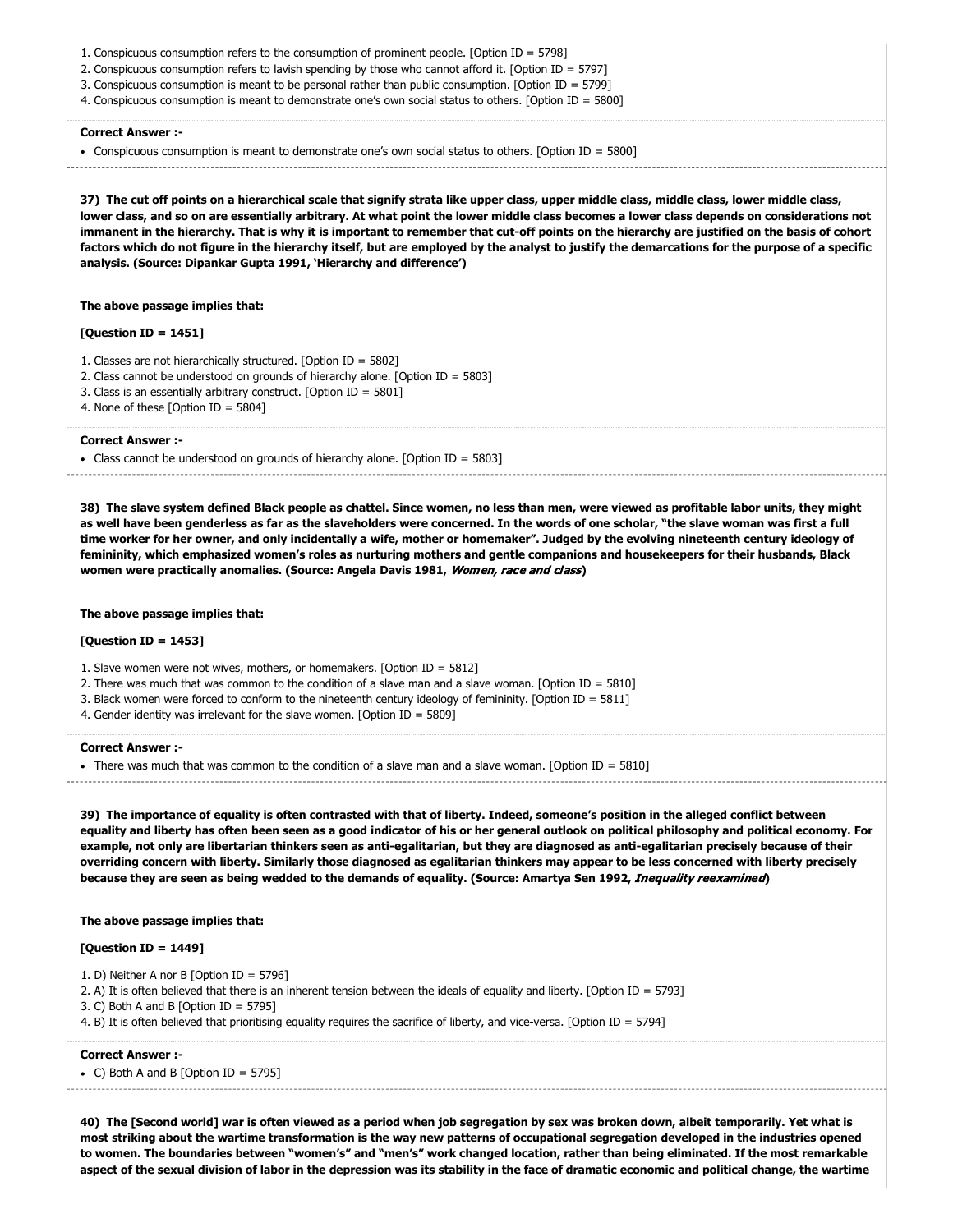1. Conspicuous consumption refers to the consumption of prominent people. [Option ID = 5798]
2. Conspicuous consumption refers to lavish spending by those who cannot afford it. [Option ID = 5797]
3. Conspicuous consumption is meant to be personal rather than public consumption. [Option ID = 5799]
4. Conspicuous consumption is meant to demonstrate one's own social status to others. [Option ID = 5800]

**Correct Answer :-**

- Conspicuous consumption is meant to demonstrate one's own social status to others. [Option ID = 5800]

**37) The cut off points on a hierarchical scale that signify strata like upper class, upper middle class, middle class, lower middle class, lower class, and so on are essentially arbitrary. At what point the lower middle class becomes a lower class depends on considerations not immanent in the hierarchy. That is why it is important to remember that cut-off points on the hierarchy are justified on the basis of cohort factors which do not figure in the hierarchy itself, but are employed by the analyst to justify the demarcations for the purpose of a specific analysis. (Source: Dipankar Gupta 1991, 'Hierarchy and difference')**

**The above passage implies that:**

**[Question ID = 1451]**

1. Classes are not hierarchically structured. [Option ID = 5802]
2. Class cannot be understood on grounds of hierarchy alone. [Option ID = 5803]
3. Class is an essentially arbitrary construct. [Option ID = 5801]
4. None of these [Option ID = 5804]

**Correct Answer :-**

- Class cannot be understood on grounds of hierarchy alone. [Option ID = 5803]

**38) The slave system defined Black people as chattel. Since women, no less than men, were viewed as profitable labor units, they might as well have been genderless as far as the slaveholders were concerned. In the words of one scholar, "the slave woman was first a full time worker for her owner, and only incidentally a wife, mother or homemaker". Judged by the evolving nineteenth century ideology of femininity, which emphasized women's roles as nurturing mothers and gentle companions and housekeepers for their husbands, Black women were practically anomalies. (Source: Angela Davis 1981, *Women, race and class*)**

**The above passage implies that:**

**[Question ID = 1453]**

1. Slave women were not wives, mothers, or homemakers. [Option ID = 5812]
2. There was much that was common to the condition of a slave man and a slave woman. [Option ID = 5810]
3. Black women were forced to conform to the nineteenth century ideology of femininity. [Option ID = 5811]
4. Gender identity was irrelevant for the slave women. [Option ID = 5809]

**Correct Answer :-**

- There was much that was common to the condition of a slave man and a slave woman. [Option ID = 5810]

**39) The importance of equality is often contrasted with that of liberty. Indeed, someone's position in the alleged conflict between equality and liberty has often been seen as a good indicator of his or her general outlook on political philosophy and political economy. For example, not only are libertarian thinkers seen as anti-egalitarian, but they are diagnosed as anti-egalitarian precisely because of their overriding concern with liberty. Similarly those diagnosed as egalitarian thinkers may appear to be less concerned with liberty precisely because they are seen as being wedded to the demands of equality. (Source: Amartya Sen 1992, *Inequality reexamined*)**

**The above passage implies that:**

**[Question ID = 1449]**

1. D) Neither A nor B [Option ID = 5796]
2. A) It is often believed that there is an inherent tension between the ideals of equality and liberty. [Option ID = 5793]
3. C) Both A and B [Option ID = 5795]
4. B) It is often believed that prioritising equality requires the sacrifice of liberty, and vice-versa. [Option ID = 5794]

**Correct Answer :-**

- C) Both A and B [Option ID = 5795]

**40) The [Second world] war is often viewed as a period when job segregation by sex was broken down, albeit temporarily. Yet what is most striking about the wartime transformation is the way new patterns of occupational segregation developed in the industries opened to women. The boundaries between "women's" and "men's" work changed location, rather than being eliminated. If the most remarkable aspect of the sexual division of labor in the depression was its stability in the face of dramatic economic and political change, the wartime**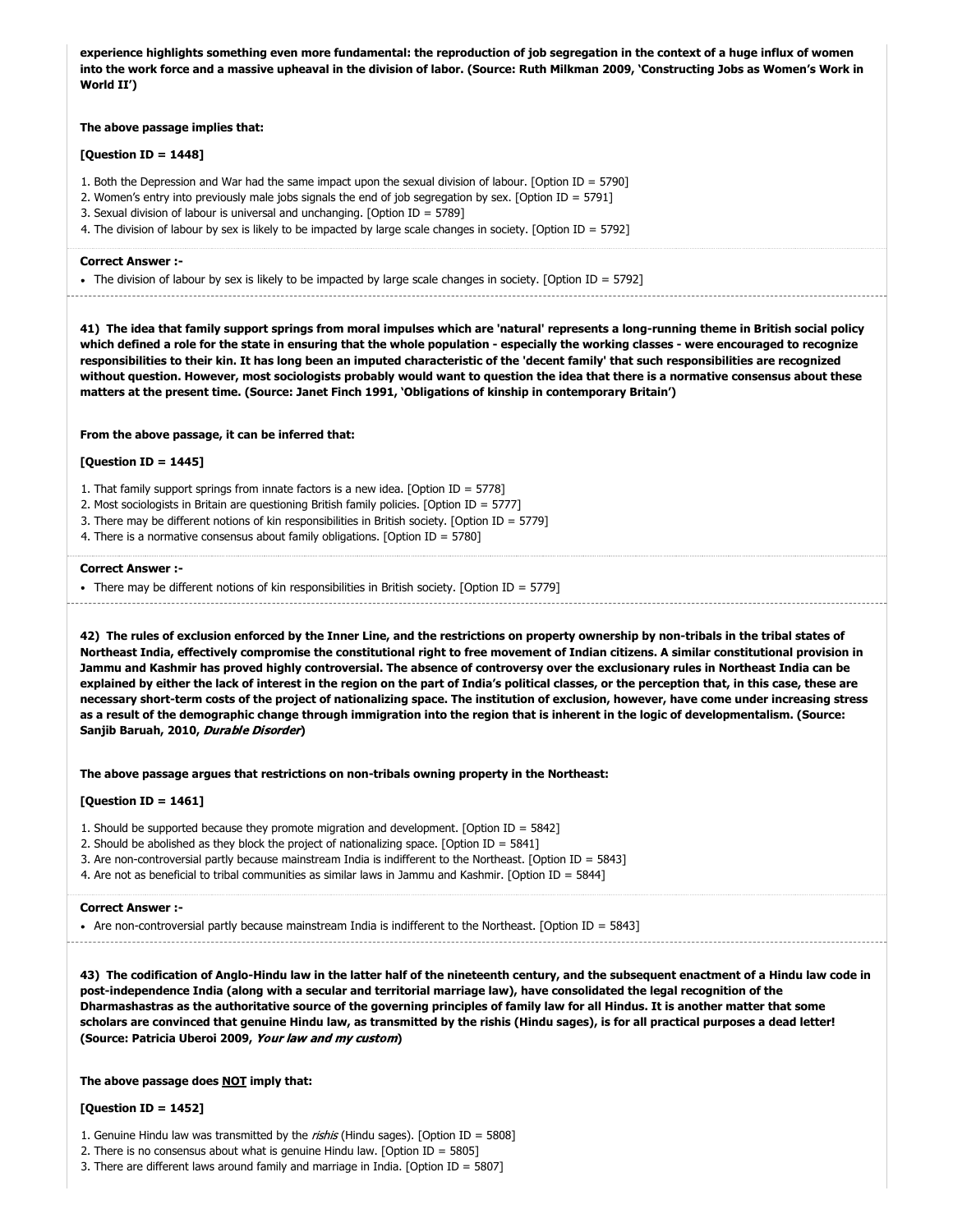**experience highlights something even more fundamental: the reproduction of job segregation in the context of a huge influx of women into the work force and a massive upheaval in the division of labor. (Source: Ruth Milkman 2009, 'Constructing Jobs as Women's Work in World II')**

**The above passage implies that:**

**[Question ID = 1448]**

1. Both the Depression and War had the same impact upon the sexual division of labour. [Option ID = 5790]
2. Women's entry into previously male jobs signals the end of job segregation by sex. [Option ID = 5791]
3. Sexual division of labour is universal and unchanging. [Option ID = 5789]
4. The division of labour by sex is likely to be impacted by large scale changes in society. [Option ID = 5792]

**Correct Answer :-**

- The division of labour by sex is likely to be impacted by large scale changes in society. [Option ID = 5792]

**41) The idea that family support springs from moral impulses which are 'natural' represents a long-running theme in British social policy which defined a role for the state in ensuring that the whole population - especially the working classes - were encouraged to recognize responsibilities to their kin. It has long been an imputed characteristic of the 'decent family' that such responsibilities are recognized without question. However, most sociologists probably would want to question the idea that there is a normative consensus about these matters at the present time. (Source: Janet Finch 1991, 'Obligations of kinship in contemporary Britain')**

**From the above passage, it can be inferred that:**

**[Question ID = 1445]**

1. That family support springs from innate factors is a new idea. [Option ID = 5778]
2. Most sociologists in Britain are questioning British family policies. [Option ID = 5777]
3. There may be different notions of kin responsibilities in British society. [Option ID = 5779]
4. There is a normative consensus about family obligations. [Option ID = 5780]

**Correct Answer :-**

- There may be different notions of kin responsibilities in British society. [Option ID = 5779]

**42) The rules of exclusion enforced by the Inner Line, and the restrictions on property ownership by non-tribals in the tribal states of Northeast India, effectively compromise the constitutional right to free movement of Indian citizens. A similar constitutional provision in Jammu and Kashmir has proved highly controversial. The absence of controversy over the exclusionary rules in Northeast India can be explained by either the lack of interest in the region on the part of India's political classes, or the perception that, in this case, these are necessary short-term costs of the project of nationalizing space. The institution of exclusion, however, have come under increasing stress as a result of the demographic change through immigration into the region that is inherent in the logic of developmentalism. (Source: Sanjib Baruah, 2010, *Durable Disorder*)**

**The above passage argues that restrictions on non-tribals owning property in the Northeast:**

**[Question ID = 1461]**

1. Should be supported because they promote migration and development. [Option ID = 5842]
2. Should be abolished as they block the project of nationalizing space. [Option ID = 5841]
3. Are non-controversial partly because mainstream India is indifferent to the Northeast. [Option ID = 5843]
4. Are not as beneficial to tribal communities as similar laws in Jammu and Kashmir. [Option ID = 5844]

**Correct Answer :-**

- Are non-controversial partly because mainstream India is indifferent to the Northeast. [Option ID = 5843]

**43) The codification of Anglo-Hindu law in the latter half of the nineteenth century, and the subsequent enactment of a Hindu law code in post-independence India (along with a secular and territorial marriage law), have consolidated the legal recognition of the Dharmashastras as the authoritative source of the governing principles of family law for all Hindus. It is another matter that some scholars are convinced that genuine Hindu law, as transmitted by the rishis (Hindu sages), is for all practical purposes a dead letter! (Source: Patricia Uberoi 2009, *Your law and my custom*)**

**The above passage does <u>NOT</u> imply that:**

**[Question ID = 1452]**

1. Genuine Hindu law was transmitted by the *rishis* (Hindu sages). [Option ID = 5808]
2. There is no consensus about what is genuine Hindu law. [Option ID = 5805]
3. There are different laws around family and marriage in India. [Option ID = 5807]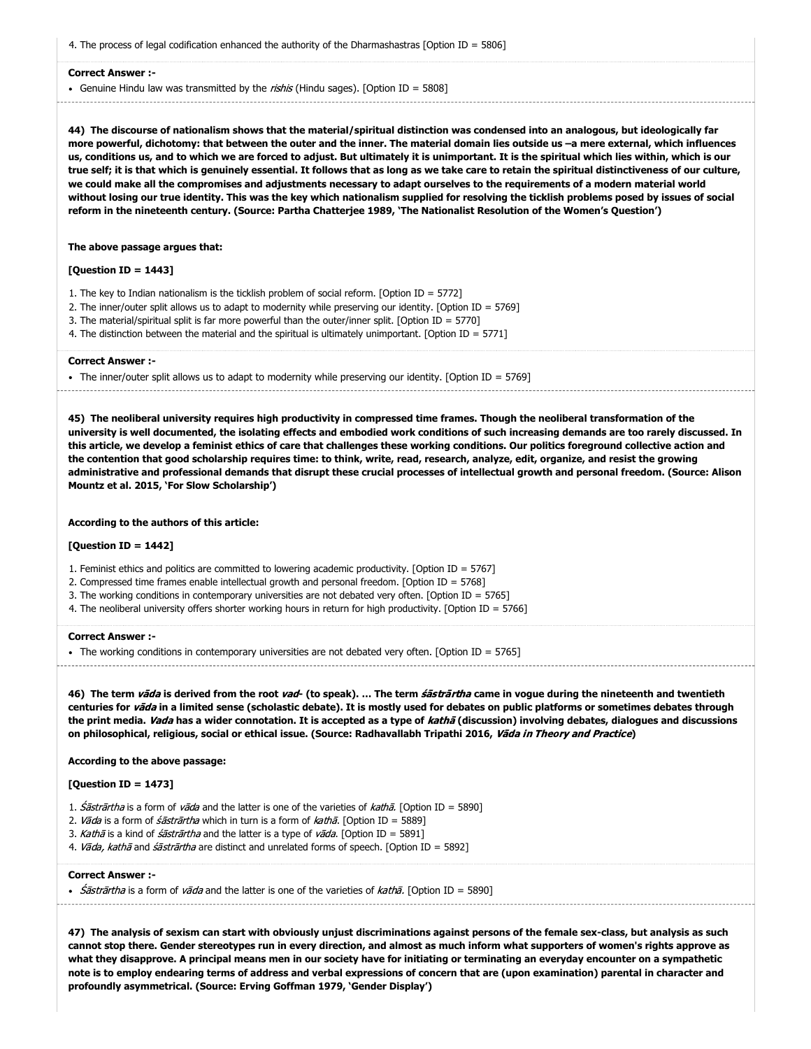4. The process of legal codification enhanced the authority of the Dharmashastras [Option ID = 5806]

**Correct Answer :-**

- Genuine Hindu law was transmitted by the *rishis* (Hindu sages). [Option ID = 5808]

**44) The discourse of nationalism shows that the material/spiritual distinction was condensed into an analogous, but ideologically far more powerful, dichotomy: that between the outer and the inner. The material domain lies outside us –a mere external, which influences us, conditions us, and to which we are forced to adjust. But ultimately it is unimportant. It is the spiritual which lies within, which is our true self; it is that which is genuinely essential. It follows that as long as we take care to retain the spiritual distinctiveness of our culture, we could make all the compromises and adjustments necessary to adapt ourselves to the requirements of a modern material world without losing our true identity. This was the key which nationalism supplied for resolving the ticklish problems posed by issues of social reform in the nineteenth century. (Source: Partha Chatterjee 1989, 'The Nationalist Resolution of the Women's Question')**

**The above passage argues that:**

**[Question ID = 1443]**

1. The key to Indian nationalism is the ticklish problem of social reform. [Option ID = 5772]
2. The inner/outer split allows us to adapt to modernity while preserving our identity. [Option ID = 5769]
3. The material/spiritual split is far more powerful than the outer/inner split. [Option ID = 5770]
4. The distinction between the material and the spiritual is ultimately unimportant. [Option ID = 5771]

**Correct Answer :-**

- The inner/outer split allows us to adapt to modernity while preserving our identity. [Option ID = 5769]

**45) The neoliberal university requires high productivity in compressed time frames. Though the neoliberal transformation of the university is well documented, the isolating effects and embodied work conditions of such increasing demands are too rarely discussed. In this article, we develop a feminist ethics of care that challenges these working conditions. Our politics foreground collective action and the contention that good scholarship requires time: to think, write, read, research, analyze, edit, organize, and resist the growing administrative and professional demands that disrupt these crucial processes of intellectual growth and personal freedom. (Source: Alison Mountz et al. 2015, 'For Slow Scholarship')**

**According to the authors of this article:**

**[Question ID = 1442]**

1. Feminist ethics and politics are committed to lowering academic productivity. [Option ID = 5767]
2. Compressed time frames enable intellectual growth and personal freedom. [Option ID = 5768]
3. The working conditions in contemporary universities are not debated very often. [Option ID = 5765]
4. The neoliberal university offers shorter working hours in return for high productivity. [Option ID = 5766]

**Correct Answer :-**

- The working conditions in contemporary universities are not debated very often. [Option ID = 5765]

**46) The term *vāda* is derived from the root *vad-* (to speak). ... The term *śāstrārtha* came in vogue during the nineteenth and twentieth centuries for *vāda* in a limited sense (scholastic debate). It is mostly used for debates on public platforms or sometimes debates through the print media. *Vada* has a wider connotation. It is accepted as a type of *kathā* (discussion) involving debates, dialogues and discussions on philosophical, religious, social or ethical issue. (Source: Radhavallabh Tripathi 2016, *Vāda in Theory and Practice*)**

**According to the above passage:**

**[Question ID = 1473]**

1. *Śāstrārtha* is a form of *vāda* and the latter is one of the varieties of *kathā*. [Option ID = 5890]
2. *Vāda* is a form of *śāstrārtha* which in turn is a form of *kathā*. [Option ID = 5889]
3. *Kathā* is a kind of *śāstrārtha* and the latter is a type of *vāda*. [Option ID = 5891]
4. *Vāda, kathā* and *śāstrārtha* are distinct and unrelated forms of speech. [Option ID = 5892]

**Correct Answer :-**

- *Śāstrārtha* is a form of *vāda* and the latter is one of the varieties of *kathā*. [Option ID = 5890]

**47) The analysis of sexism can start with obviously unjust discriminations against persons of the female sex-class, but analysis as such cannot stop there. Gender stereotypes run in every direction, and almost as much inform what supporters of women's rights approve as what they disapprove. A principal means men in our society have for initiating or terminating an everyday encounter on a sympathetic note is to employ endearing terms of address and verbal expressions of concern that are (upon examination) parental in character and profoundly asymmetrical. (Source: Erving Goffman 1979, 'Gender Display')**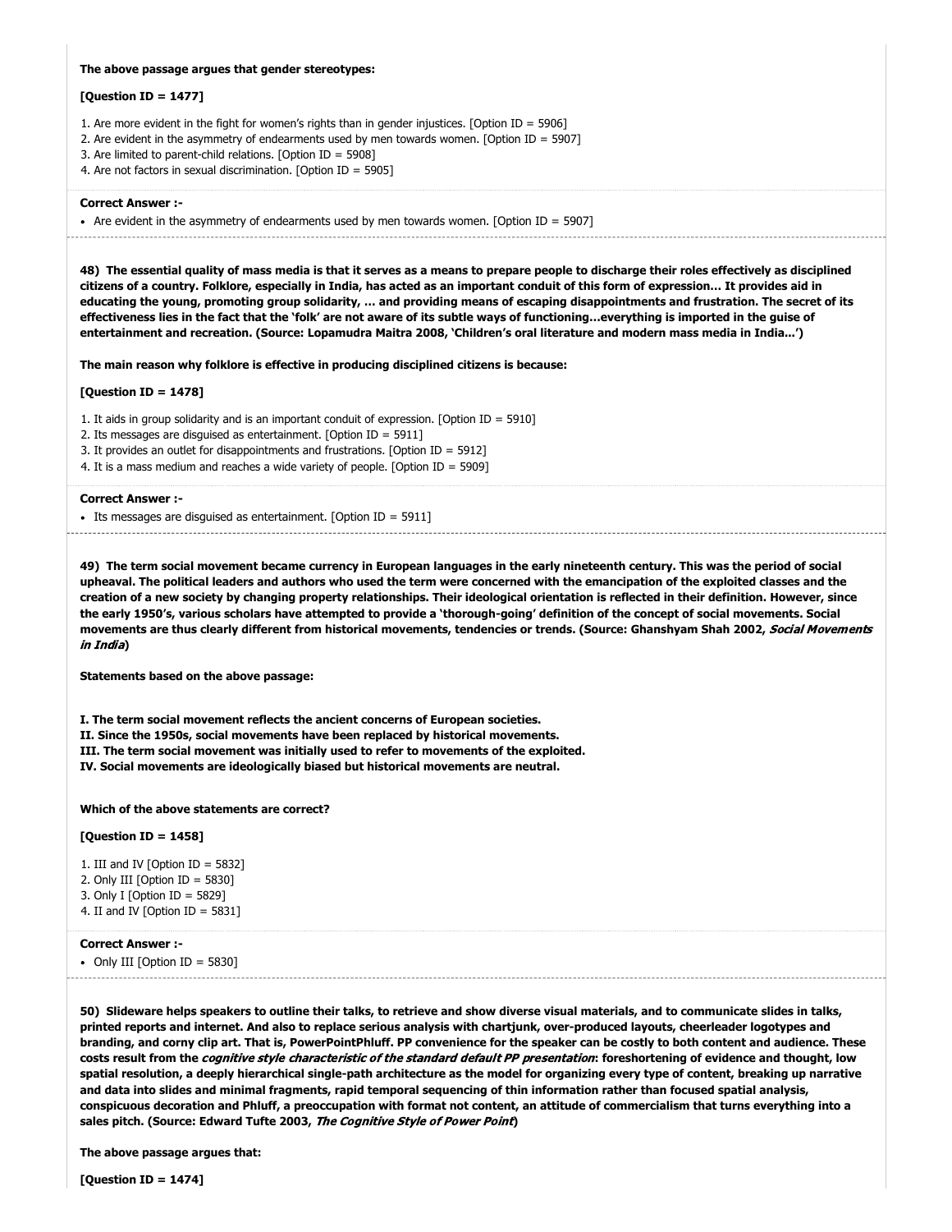**The above passage argues that gender stereotypes:**

**[Question ID = 1477]**

1. Are more evident in the fight for women's rights than in gender injustices. [Option ID = 5906]
2. Are evident in the asymmetry of endearments used by men towards women. [Option ID = 5907]
3. Are limited to parent-child relations. [Option ID = 5908]
4. Are not factors in sexual discrimination. [Option ID = 5905]

**Correct Answer :-**

- Are evident in the asymmetry of endearments used by men towards women. [Option ID = 5907]

---

**48) The essential quality of mass media is that it serves as a means to prepare people to discharge their roles effectively as disciplined citizens of a country. Folklore, especially in India, has acted as an important conduit of this form of expression… It provides aid in educating the young, promoting group solidarity, … and providing means of escaping disappointments and frustration. The secret of its effectiveness lies in the fact that the 'folk' are not aware of its subtle ways of functioning…everything is imported in the guise of entertainment and recreation. (Source: Lopamudra Maitra 2008, 'Children's oral literature and modern mass media in India...')**

**The main reason why folklore is effective in producing disciplined citizens is because:**

**[Question ID = 1478]**

1. It aids in group solidarity and is an important conduit of expression. [Option ID = 5910]
2. Its messages are disguised as entertainment. [Option ID = 5911]
3. It provides an outlet for disappointments and frustrations. [Option ID = 5912]
4. It is a mass medium and reaches a wide variety of people. [Option ID = 5909]

**Correct Answer :-**

- Its messages are disguised as entertainment. [Option ID = 5911]

---

**49) The term social movement became currency in European languages in the early nineteenth century. This was the period of social upheaval. The political leaders and authors who used the term were concerned with the emancipation of the exploited classes and the creation of a new society by changing property relationships. Their ideological orientation is reflected in their definition. However, since the early 1950's, various scholars have attempted to provide a 'thorough-going' definition of the concept of social movements. Social movements are thus clearly different from historical movements, tendencies or trends. (Source: Ghanshyam Shah 2002, *Social Movements in India*)**

**Statements based on the above passage:**

**I. The term social movement reflects the ancient concerns of European societies.**
**II. Since the 1950s, social movements have been replaced by historical movements.**
**III. The term social movement was initially used to refer to movements of the exploited.**
**IV. Social movements are ideologically biased but historical movements are neutral.**

**Which of the above statements are correct?**

**[Question ID = 1458]**

1. III and IV [Option ID = 5832]
2. Only III [Option ID = 5830]
3. Only I [Option ID = 5829]
4. II and IV [Option ID = 5831]

**Correct Answer :-**

- Only III [Option ID = 5830]

---

**50) Slideware helps speakers to outline their talks, to retrieve and show diverse visual materials, and to communicate slides in talks, printed reports and internet. And also to replace serious analysis with chartjunk, over-produced layouts, cheerleader logotypes and branding, and corny clip art. That is, PowerPointPhluff. PP convenience for the speaker can be costly to both content and audience. These costs result from the *cognitive style characteristic of the standard default PP presentation*: foreshortening of evidence and thought, low spatial resolution, a deeply hierarchical single-path architecture as the model for organizing every type of content, breaking up narrative and data into slides and minimal fragments, rapid temporal sequencing of thin information rather than focused spatial analysis, conspicuous decoration and Phluff, a preoccupation with format not content, an attitude of commercialism that turns everything into a sales pitch. (Source: Edward Tufte 2003, *The Cognitive Style of Power Point*)**

**The above passage argues that:**

**[Question ID = 1474]**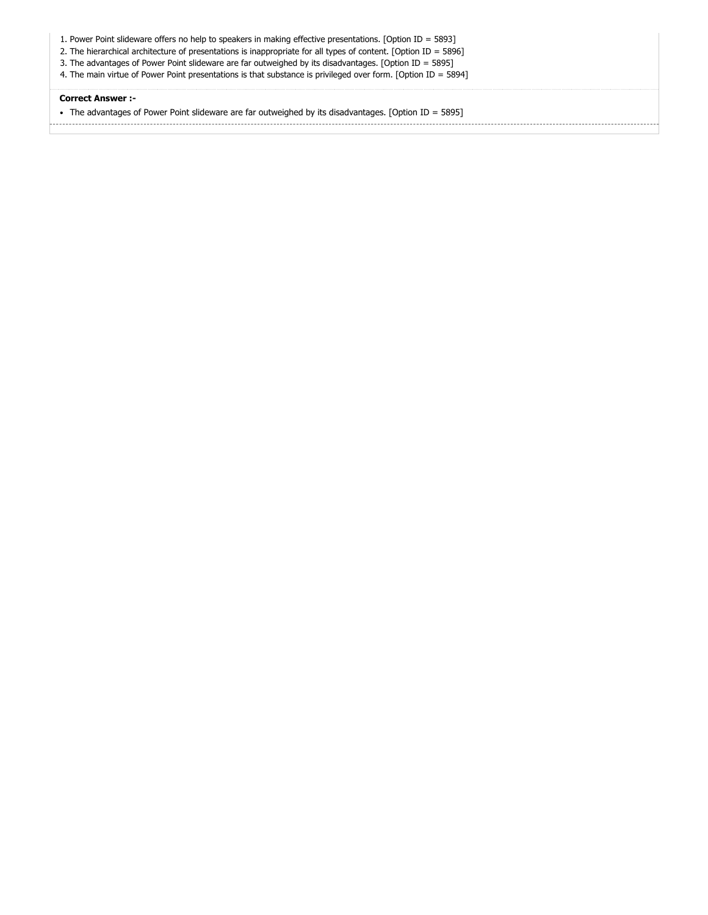1. Power Point slideware offers no help to speakers in making effective presentations. [Option ID = 5893]
2. The hierarchical architecture of presentations is inappropriate for all types of content. [Option ID = 5896]
3. The advantages of Power Point slideware are far outweighed by its disadvantages. [Option ID = 5895]
4. The main virtue of Power Point presentations is that substance is privileged over form. [Option ID = 5894]

**Correct Answer :-**

- The advantages of Power Point slideware are far outweighed by its disadvantages. [Option ID = 5895]